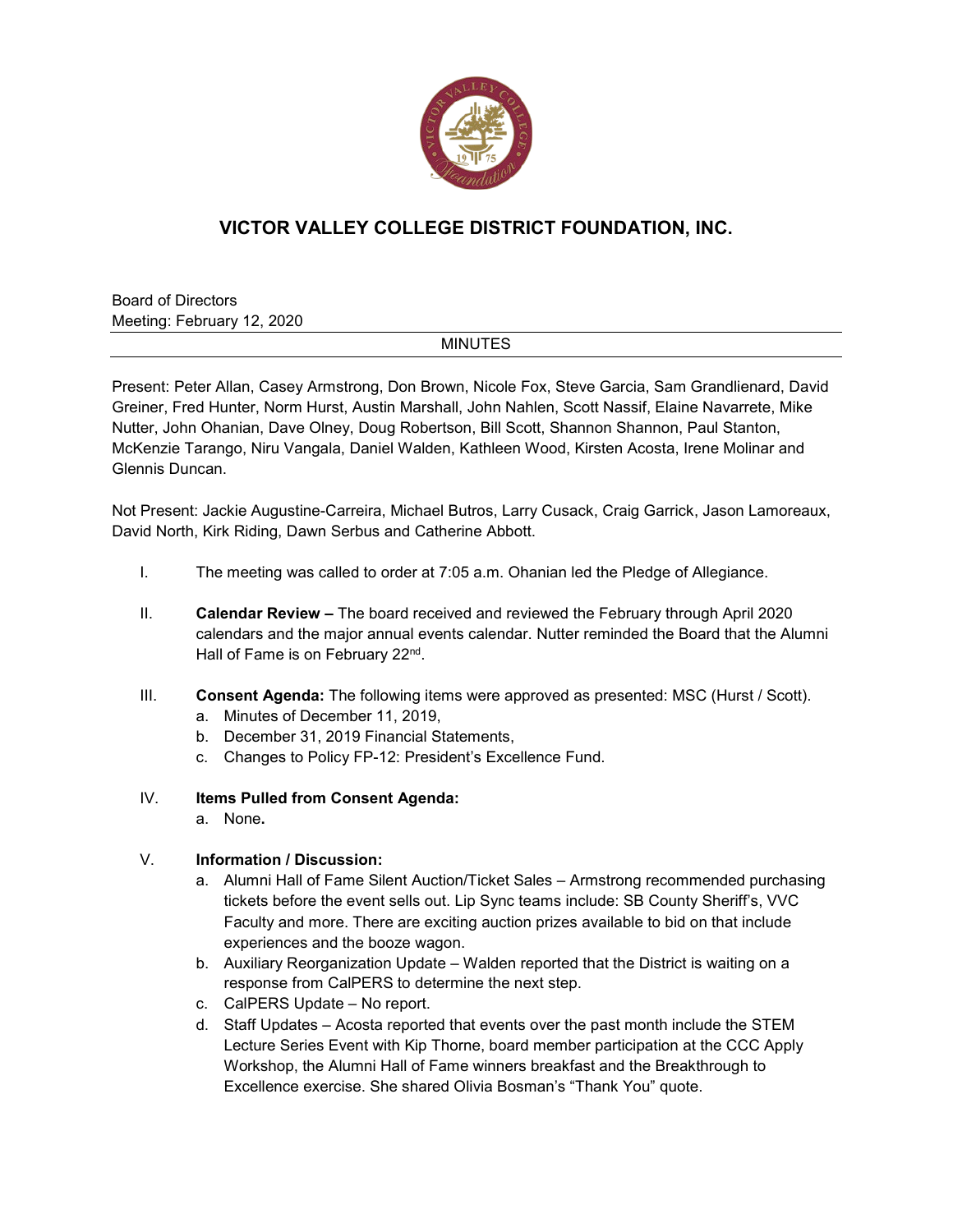# VICTOR VALLEY COLLEGE DISTRICT FOUNDATION, INC.

Board of Directors
Meeting: February 12, 2020

MINUTES

Present: Peter Allan, Casey Armstrong, Don Brown, Nicole Fox, Steve Garcia, Sam Grandlienard, David Greiner, Fred Hunter, Norm Hurst, Austin Marshall, John Nahlen, Scott Nassif, Elaine Navarrete, Mike Nutter, John Ohanian, Dave Olney, Doug Robertson, Bill Scott, Shannon Shannon, Paul Stanton, McKenzie Tarango, Niru Vangala, Daniel Walden, Kathleen Wood, Kirsten Acosta, Irene Molinar and Glennis Duncan.

Not Present: Jackie Augustine-Carreira, Michael Butros, Larry Cusack, Craig Garrick, Jason Lamoreaux, David North, Kirk Riding, Dawn Serbus and Catherine Abbott.

I. The meeting was called to order at 7:05 a.m. Ohanian led the Pledge of Allegiance.

II. **Calendar Review –** The board received and reviewed the February through April 2020 calendars and the major annual events calendar. Nutter reminded the Board that the Alumni Hall of Fame is on February 22nd.

III. **Consent Agenda:** The following items were approved as presented: MSC (Hurst / Scott).
   a. Minutes of December 11, 2019,
   b. December 31, 2019 Financial Statements,
   c. Changes to Policy FP-12: President's Excellence Fund.

IV. **Items Pulled from Consent Agenda:**
   a. None**.**

V. **Information / Discussion:**
   a. Alumni Hall of Fame Silent Auction/Ticket Sales – Armstrong recommended purchasing tickets before the event sells out. Lip Sync teams include: SB County Sheriff's, VVC Faculty and more. There are exciting auction prizes available to bid on that include experiences and the booze wagon.
   b. Auxiliary Reorganization Update – Walden reported that the District is waiting on a response from CalPERS to determine the next step.
   c. CalPERS Update – No report.
   d. Staff Updates – Acosta reported that events over the past month include the STEM Lecture Series Event with Kip Thorne, board member participation at the CCC Apply Workshop, the Alumni Hall of Fame winners breakfast and the Breakthrough to Excellence exercise. She shared Olivia Bosman's "Thank You" quote.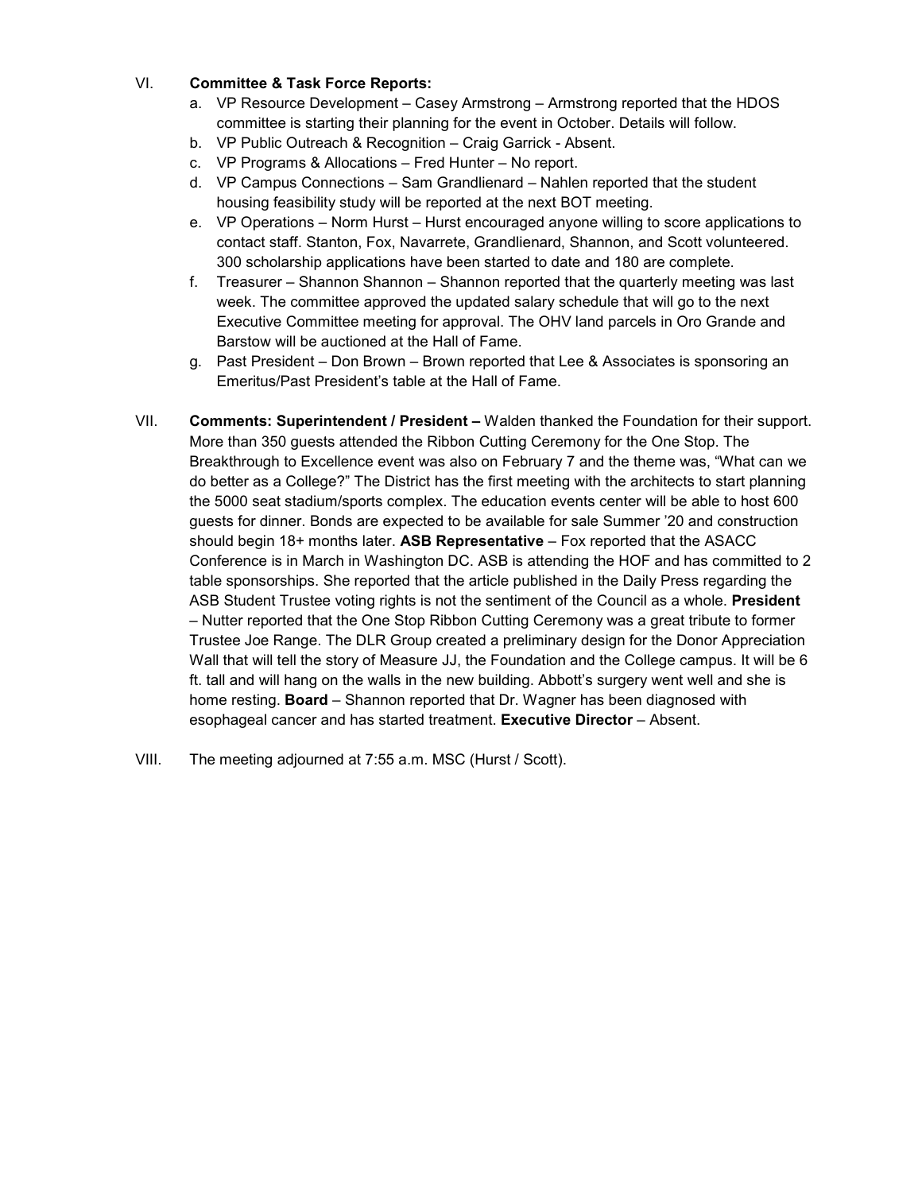VI. **Committee & Task Force Reports:**

   a. VP Resource Development – Casey Armstrong – Armstrong reported that the HDOS committee is starting their planning for the event in October. Details will follow.
   b. VP Public Outreach & Recognition – Craig Garrick - Absent.
   c. VP Programs & Allocations – Fred Hunter – No report.
   d. VP Campus Connections – Sam Grandlienard – Nahlen reported that the student housing feasibility study will be reported at the next BOT meeting.
   e. VP Operations – Norm Hurst – Hurst encouraged anyone willing to score applications to contact staff. Stanton, Fox, Navarrete, Grandlienard, Shannon, and Scott volunteered. 300 scholarship applications have been started to date and 180 are complete.
   f. Treasurer – Shannon Shannon – Shannon reported that the quarterly meeting was last week. The committee approved the updated salary schedule that will go to the next Executive Committee meeting for approval. The OHV land parcels in Oro Grande and Barstow will be auctioned at the Hall of Fame.
   g. Past President – Don Brown – Brown reported that Lee & Associates is sponsoring an Emeritus/Past President's table at the Hall of Fame.

VII. **Comments: Superintendent / President –** Walden thanked the Foundation for their support. More than 350 guests attended the Ribbon Cutting Ceremony for the One Stop. The Breakthrough to Excellence event was also on February 7 and the theme was, "What can we do better as a College?" The District has the first meeting with the architects to start planning the 5000 seat stadium/sports complex. The education events center will be able to host 600 guests for dinner. Bonds are expected to be available for sale Summer '20 and construction should begin 18+ months later. **ASB Representative** – Fox reported that the ASACC Conference is in March in Washington DC. ASB is attending the HOF and has committed to 2 table sponsorships. She reported that the article published in the Daily Press regarding the ASB Student Trustee voting rights is not the sentiment of the Council as a whole. **President** – Nutter reported that the One Stop Ribbon Cutting Ceremony was a great tribute to former Trustee Joe Range. The DLR Group created a preliminary design for the Donor Appreciation Wall that will tell the story of Measure JJ, the Foundation and the College campus. It will be 6 ft. tall and will hang on the walls in the new building. Abbott's surgery went well and she is home resting. **Board** – Shannon reported that Dr. Wagner has been diagnosed with esophageal cancer and has started treatment. **Executive Director** – Absent.

VIII. The meeting adjourned at 7:55 a.m. MSC (Hurst / Scott).